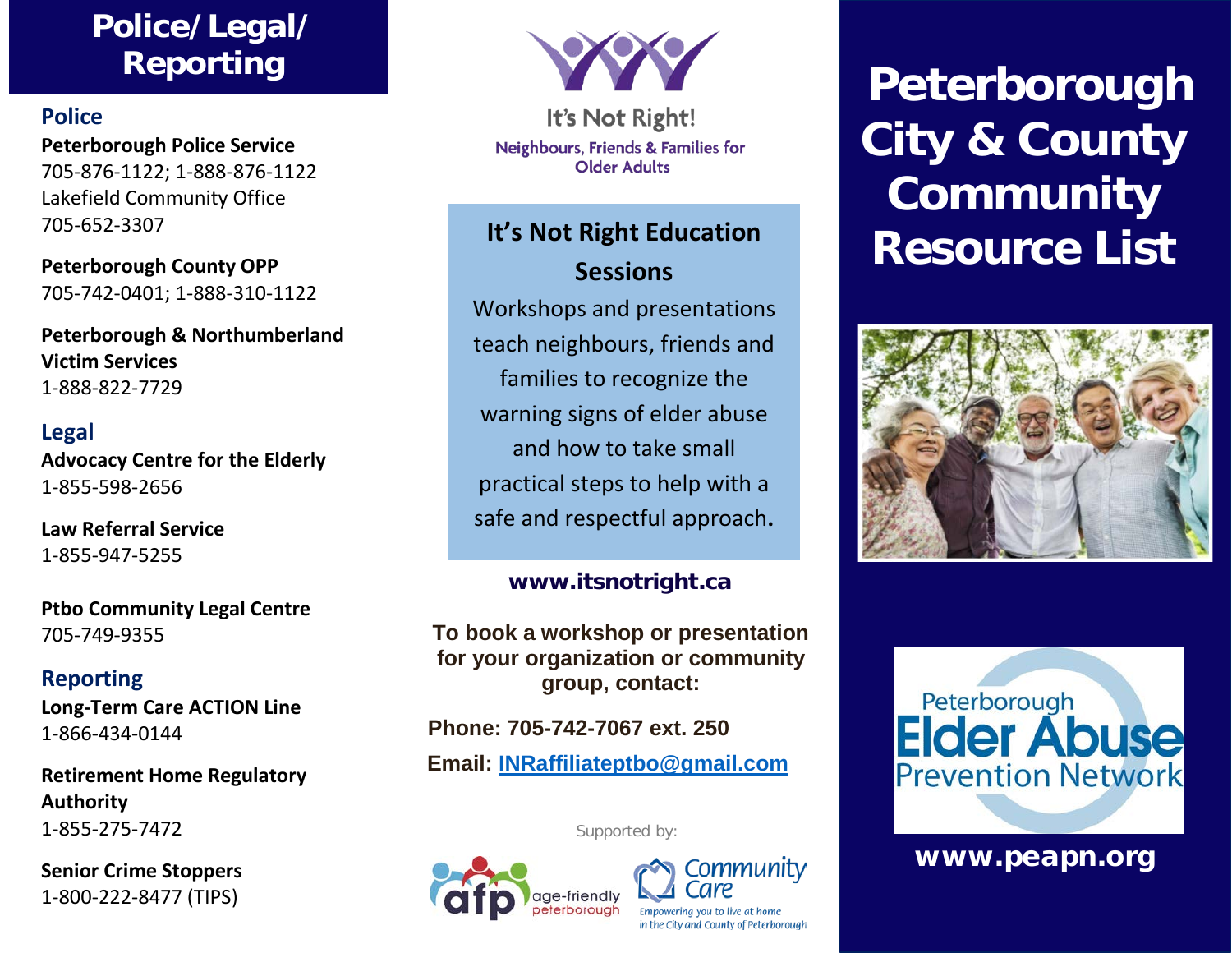# Police/ Legal/ Reporting

## Police

**Peterborough Police Service**
705-876-1122; 1-888-876-1122
Lakefield Community Office
705-652-3307

**Peterborough County OPP**
705-742-0401; 1-888-310-1122

**Peterborough & Northumberland Victim Services**
1-888-822-7729

## Legal

**Advocacy Centre for the Elderly**
1-855-598-2656

**Law Referral Service**
1-855-947-5255

**Ptbo Community Legal Centre**
705-749-9355

## Reporting

**Long-Term Care ACTION Line**
1-866-434-0144

**Retirement Home Regulatory Authority**
1-855-275-7472

**Senior Crime Stoppers**
1-800-222-8477 (TIPS)

It's Not Right!
Neighbours, Friends & Families for Older Adults

## It's Not Right Education Sessions

Workshops and presentations teach neighbours, friends and families to recognize the warning signs of elder abuse and how to take small practical steps to help with a safe and respectful approach.

**www.itsnotright.ca**

**To book a workshop or presentation for your organization or community group, contact:**

**Phone: 705-742-7067 ext. 250**

**Email: INRaffiliateptbo@gmail.com**

Supported by:

afp age-friendly peterborough

Community Care — Empowering you to live at home in the City and County of Peterborough

# Peterborough City & County Community Resource List

Peterborough Elder Abuse Prevention Network

**www.peapn.org**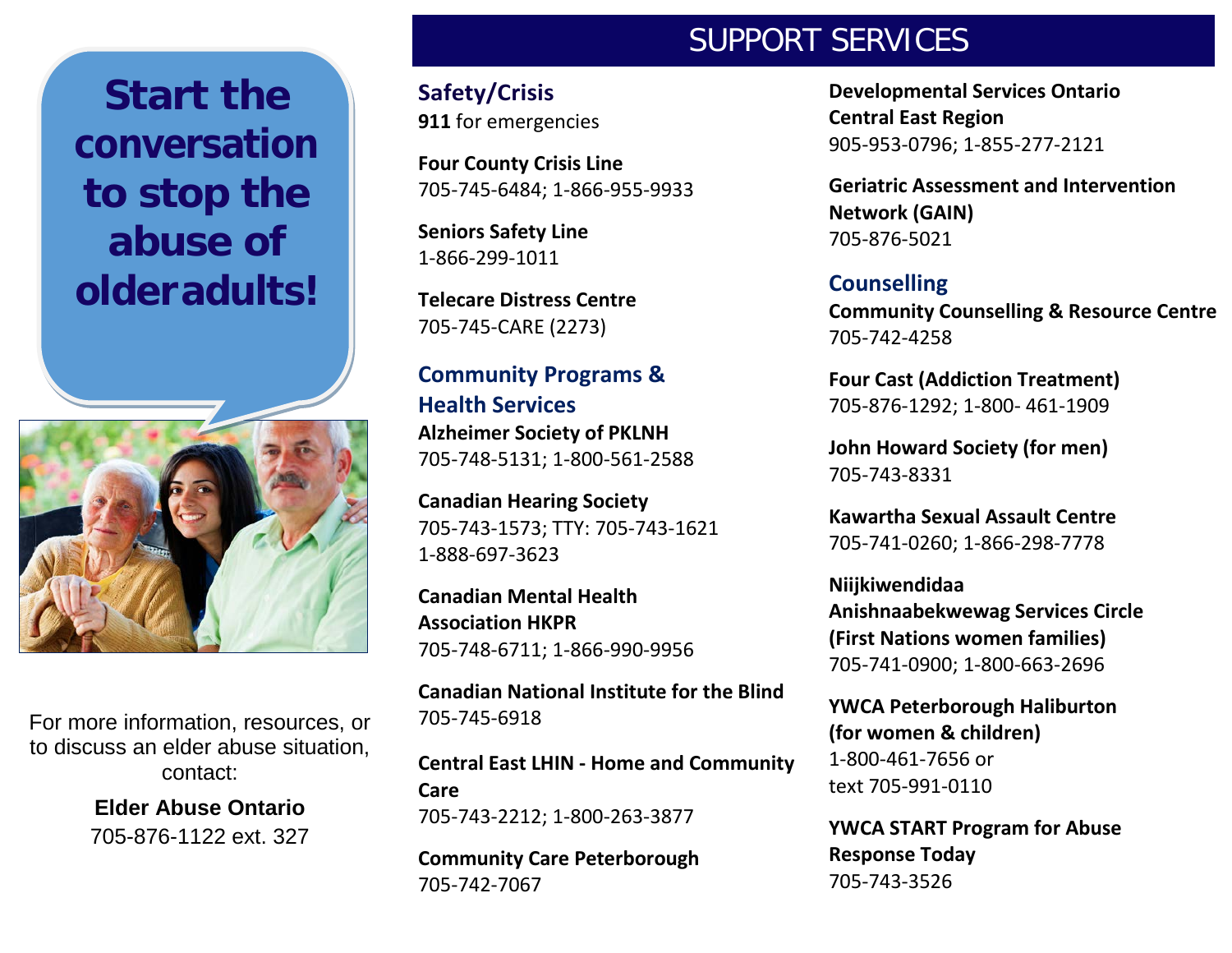# Start the conversation to stop the abuse of older adults!

For more information, resources, or to discuss an elder abuse situation, contact:

**Elder Abuse Ontario**
705-876-1122 ext. 327

## SUPPORT SERVICES

### Safety/Crisis

**911** for emergencies

**Four County Crisis Line**
705-745-6484; 1-866-955-9933

**Seniors Safety Line**
1-866-299-1011

**Telecare Distress Centre**
705-745-CARE (2273)

### Community Programs & Health Services

**Alzheimer Society of PKLNH**
705-748-5131; 1-800-561-2588

**Canadian Hearing Society**
705-743-1573; TTY: 705-743-1621
1-888-697-3623

**Canadian Mental Health Association HKPR**
705-748-6711; 1-866-990-9956

**Canadian National Institute for the Blind**
705-745-6918

**Central East LHIN - Home and Community Care**
705-743-2212; 1-800-263-3877

**Community Care Peterborough**
705-742-7067

**Developmental Services Ontario Central East Region**
905-953-0796; 1-855-277-2121

**Geriatric Assessment and Intervention Network (GAIN)**
705-876-5021

### Counselling

**Community Counselling & Resource Centre**
705-742-4258

**Four Cast (Addiction Treatment)**
705-876-1292; 1-800- 461-1909

**John Howard Society (for men)**
705-743-8331

**Kawartha Sexual Assault Centre**
705-741-0260; 1-866-298-7778

**Niijkiwendidaa Anishnaabekwewag Services Circle (First Nations women families)**
705-741-0900; 1-800-663-2696

**YWCA Peterborough Haliburton (for women & children)**
1-800-461-7656 or
text 705-991-0110

**YWCA START Program for Abuse Response Today**
705-743-3526